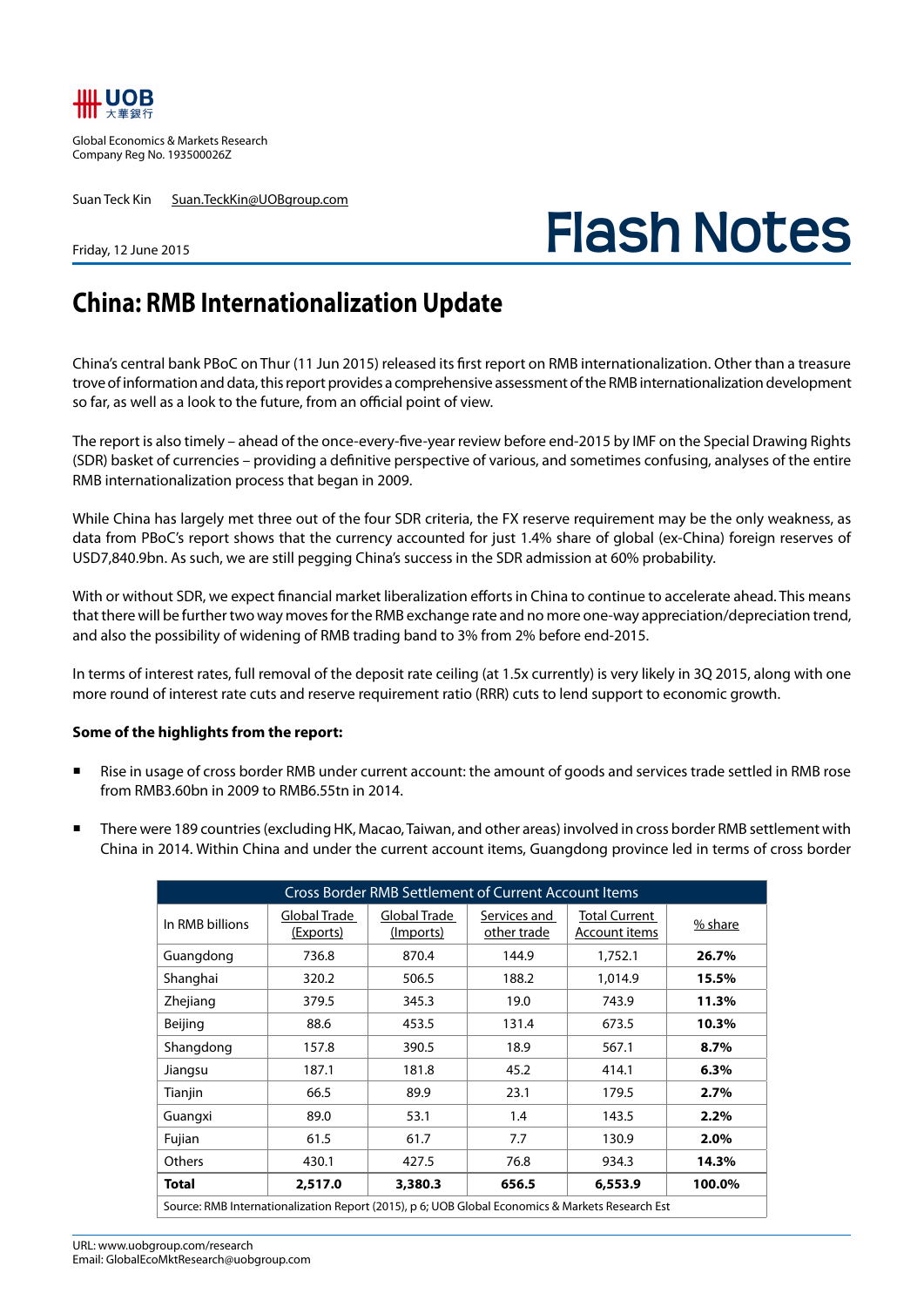UOB 大華銀行

Global Economics & Markets Research
Company Reg No. 193500026Z

Suan Teck Kin   Suan.TeckKin@UOBgroup.com

Friday, 12 June 2015

# Flash Notes

## China: RMB Internationalization Update

China's central bank PBoC on Thur (11 Jun 2015) released its first report on RMB internationalization. Other than a treasure trove of information and data, this report provides a comprehensive assessment of the RMB internationalization development so far, as well as a look to the future, from an official point of view.

The report is also timely – ahead of the once-every-five-year review before end-2015 by IMF on the Special Drawing Rights (SDR) basket of currencies – providing a definitive perspective of various, and sometimes confusing, analyses of the entire RMB internationalization process that began in 2009.

While China has largely met three out of the four SDR criteria, the FX reserve requirement may be the only weakness, as data from PBoC's report shows that the currency accounted for just 1.4% share of global (ex-China) foreign reserves of USD7,840.9bn. As such, we are still pegging China's success in the SDR admission at 60% probability.

With or without SDR, we expect financial market liberalization efforts in China to continue to accelerate ahead. This means that there will be further two way moves for the RMB exchange rate and no more one-way appreciation/depreciation trend, and also the possibility of widening of RMB trading band to 3% from 2% before end-2015.

In terms of interest rates, full removal of the deposit rate ceiling (at 1.5x currently) is very likely in 3Q 2015, along with one more round of interest rate cuts and reserve requirement ratio (RRR) cuts to lend support to economic growth.

**Some of the highlights from the report:**

- Rise in usage of cross border RMB under current account: the amount of goods and services trade settled in RMB rose from RMB3.60bn in 2009 to RMB6.55tn in 2014.

- There were 189 countries (excluding HK, Macao, Taiwan, and other areas) involved in cross border RMB settlement with China in 2014. Within China and under the current account items, Guangdong province led in terms of cross border

**Cross Border RMB Settlement of Current Account Items**

| In RMB billions | Global Trade (Exports) | Global Trade (Imports) | Services and other trade | Total Current Account items | % share |
|---|---|---|---|---|---|
| Guangdong | 736.8 | 870.4 | 144.9 | 1,752.1 | **26.7%** |
| Shanghai | 320.2 | 506.5 | 188.2 | 1,014.9 | **15.5%** |
| Zhejiang | 379.5 | 345.3 | 19.0 | 743.9 | **11.3%** |
| Beijing | 88.6 | 453.5 | 131.4 | 673.5 | **10.3%** |
| Shangdong | 157.8 | 390.5 | 18.9 | 567.1 | **8.7%** |
| Jiangsu | 187.1 | 181.8 | 45.2 | 414.1 | **6.3%** |
| Tianjin | 66.5 | 89.9 | 23.1 | 179.5 | **2.7%** |
| Guangxi | 89.0 | 53.1 | 1.4 | 143.5 | **2.2%** |
| Fujian | 61.5 | 61.7 | 7.7 | 130.9 | **2.0%** |
| Others | 430.1 | 427.5 | 76.8 | 934.3 | **14.3%** |
| **Total** | **2,517.0** | **3,380.3** | **656.5** | **6,553.9** | **100.0%** |

Source: RMB Internationalization Report (2015), p 6; UOB Global Economics & Markets Research Est

URL: www.uobgroup.com/research
Email: GlobalEcoMktResearch@uobgroup.com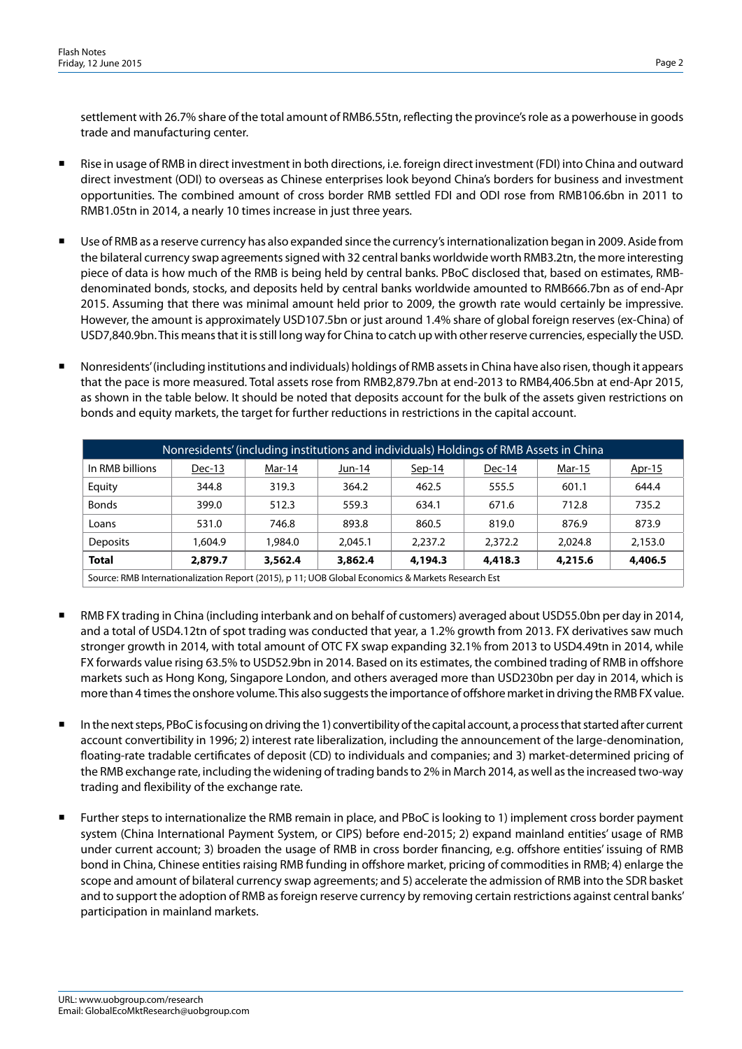settlement with 26.7% share of the total amount of RMB6.55tn, reflecting the province's role as a powerhouse in goods trade and manufacturing center.

- Rise in usage of RMB in direct investment in both directions, i.e. foreign direct investment (FDI) into China and outward direct investment (ODI) to overseas as Chinese enterprises look beyond China's borders for business and investment opportunities. The combined amount of cross border RMB settled FDI and ODI rose from RMB106.6bn in 2011 to RMB1.05tn in 2014, a nearly 10 times increase in just three years.

- Use of RMB as a reserve currency has also expanded since the currency's internationalization began in 2009. Aside from the bilateral currency swap agreements signed with 32 central banks worldwide worth RMB3.2tn, the more interesting piece of data is how much of the RMB is being held by central banks. PBoC disclosed that, based on estimates, RMB-denominated bonds, stocks, and deposits held by central banks worldwide amounted to RMB666.7bn as of end-Apr 2015. Assuming that there was minimal amount held prior to 2009, the growth rate would certainly be impressive. However, the amount is approximately USD107.5bn or just around 1.4% share of global foreign reserves (ex-China) of USD7,840.9bn. This means that it is still long way for China to catch up with other reserve currencies, especially the USD.

- Nonresidents' (including institutions and individuals) holdings of RMB assets in China have also risen, though it appears that the pace is more measured. Total assets rose from RMB2,879.7bn at end-2013 to RMB4,406.5bn at end-Apr 2015, as shown in the table below. It should be noted that deposits account for the bulk of the assets given restrictions on bonds and equity markets, the target for further reductions in restrictions in the capital account.

| Nonresidents' (including institutions and individuals) Holdings of RMB Assets in China | | | | | | | |
|---|---|---|---|---|---|---|---|
| In RMB billions | Dec-13 | Mar-14 | Jun-14 | Sep-14 | Dec-14 | Mar-15 | Apr-15 |
| Equity | 344.8 | 319.3 | 364.2 | 462.5 | 555.5 | 601.1 | 644.4 |
| Bonds | 399.0 | 512.3 | 559.3 | 634.1 | 671.6 | 712.8 | 735.2 |
| Loans | 531.0 | 746.8 | 893.8 | 860.5 | 819.0 | 876.9 | 873.9 |
| Deposits | 1,604.9 | 1,984.0 | 2,045.1 | 2,237.2 | 2,372.2 | 2,024.8 | 2,153.0 |
| **Total** | **2,879.7** | **3,562.4** | **3,862.4** | **4,194.3** | **4,418.3** | **4,215.6** | **4,406.5** |

Source: RMB Internationalization Report (2015), p 11; UOB Global Economics & Markets Research Est

- RMB FX trading in China (including interbank and on behalf of customers) averaged about USD55.0bn per day in 2014, and a total of USD4.12tn of spot trading was conducted that year, a 1.2% growth from 2013. FX derivatives saw much stronger growth in 2014, with total amount of OTC FX swap expanding 32.1% from 2013 to USD4.49tn in 2014, while FX forwards value rising 63.5% to USD52.9bn in 2014. Based on its estimates, the combined trading of RMB in offshore markets such as Hong Kong, Singapore London, and others averaged more than USD230bn per day in 2014, which is more than 4 times the onshore volume. This also suggests the importance of offshore market in driving the RMB FX value.

- In the next steps, PBoC is focusing on driving the 1) convertibility of the capital account, a process that started after current account convertibility in 1996; 2) interest rate liberalization, including the announcement of the large-denomination, floating-rate tradable certificates of deposit (CD) to individuals and companies; and 3) market-determined pricing of the RMB exchange rate, including the widening of trading bands to 2% in March 2014, as well as the increased two-way trading and flexibility of the exchange rate.

- Further steps to internationalize the RMB remain in place, and PBoC is looking to 1) implement cross border payment system (China International Payment System, or CIPS) before end-2015; 2) expand mainland entities' usage of RMB under current account; 3) broaden the usage of RMB in cross border financing, e.g. offshore entities' issuing of RMB bond in China, Chinese entities raising RMB funding in offshore market, pricing of commodities in RMB; 4) enlarge the scope and amount of bilateral currency swap agreements; and 5) accelerate the admission of RMB into the SDR basket and to support the adoption of RMB as foreign reserve currency by removing certain restrictions against central banks' participation in mainland markets.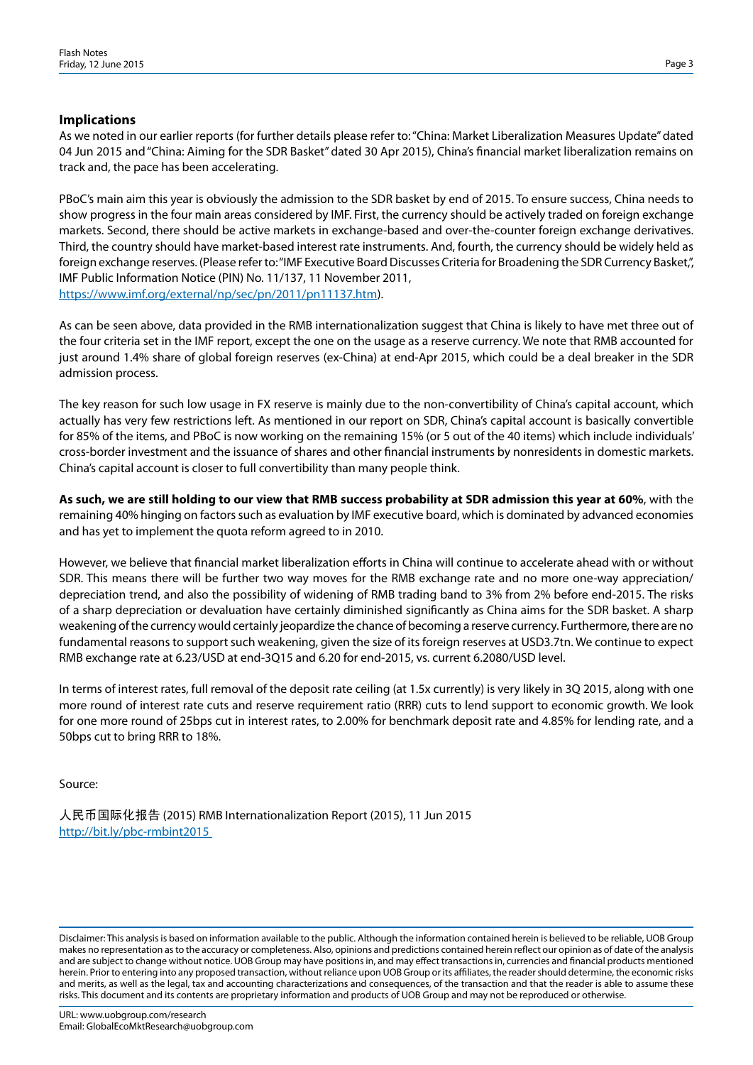### Implications

As we noted in our earlier reports (for further details please refer to: "China: Market Liberalization Measures Update" dated 04 Jun 2015 and "China: Aiming for the SDR Basket" dated 30 Apr 2015), China's financial market liberalization remains on track and, the pace has been accelerating.

PBoC's main aim this year is obviously the admission to the SDR basket by end of 2015. To ensure success, China needs to show progress in the four main areas considered by IMF. First, the currency should be actively traded on foreign exchange markets. Second, there should be active markets in exchange-based and over-the-counter foreign exchange derivatives. Third, the country should have market-based interest rate instruments. And, fourth, the currency should be widely held as foreign exchange reserves. (Please refer to: "IMF Executive Board Discusses Criteria for Broadening the SDR Currency Basket,", IMF Public Information Notice (PIN) No. 11/137, 11 November 2011, [https://www.imf.org/external/np/sec/pn/2011/pn11137.htm](https://www.imf.org/external/np/sec/pn/2011/pn11137.htm)).

As can be seen above, data provided in the RMB internationalization suggest that China is likely to have met three out of the four criteria set in the IMF report, except the one on the usage as a reserve currency. We note that RMB accounted for just around 1.4% share of global foreign reserves (ex-China) at end-Apr 2015, which could be a deal breaker in the SDR admission process.

The key reason for such low usage in FX reserve is mainly due to the non-convertibility of China's capital account, which actually has very few restrictions left. As mentioned in our report on SDR, China's capital account is basically convertible for 85% of the items, and PBoC is now working on the remaining 15% (or 5 out of the 40 items) which include individuals' cross-border investment and the issuance of shares and other financial instruments by nonresidents in domestic markets. China's capital account is closer to full convertibility than many people think.

**As such, we are still holding to our view that RMB success probability at SDR admission this year at 60%**, with the remaining 40% hinging on factors such as evaluation by IMF executive board, which is dominated by advanced economies and has yet to implement the quota reform agreed to in 2010.

However, we believe that financial market liberalization efforts in China will continue to accelerate ahead with or without SDR. This means there will be further two way moves for the RMB exchange rate and no more one-way appreciation/ depreciation trend, and also the possibility of widening of RMB trading band to 3% from 2% before end-2015. The risks of a sharp depreciation or devaluation have certainly diminished significantly as China aims for the SDR basket. A sharp weakening of the currency would certainly jeopardize the chance of becoming a reserve currency. Furthermore, there are no fundamental reasons to support such weakening, given the size of its foreign reserves at USD3.7tn. We continue to expect RMB exchange rate at 6.23/USD at end-3Q15 and 6.20 for end-2015, vs. current 6.2080/USD level.

In terms of interest rates, full removal of the deposit rate ceiling (at 1.5x currently) is very likely in 3Q 2015, along with one more round of interest rate cuts and reserve requirement ratio (RRR) cuts to lend support to economic growth. We look for one more round of 25bps cut in interest rates, to 2.00% for benchmark deposit rate and 4.85% for lending rate, and a 50bps cut to bring RRR to 18%.

Source:

人民币国际化报告 (2015) RMB Internationalization Report (2015), 11 Jun 2015
[http://bit.ly/pbc-rmbint2015](http://bit.ly/pbc-rmbint2015)

Disclaimer: This analysis is based on information available to the public. Although the information contained herein is believed to be reliable, UOB Group makes no representation as to the accuracy or completeness. Also, opinions and predictions contained herein reflect our opinion as of date of the analysis and are subject to change without notice. UOB Group may have positions in, and may effect transactions in, currencies and financial products mentioned herein. Prior to entering into any proposed transaction, without reliance upon UOB Group or its affiliates, the reader should determine, the economic risks and merits, as well as the legal, tax and accounting characterizations and consequences, of the transaction and that the reader is able to assume these risks. This document and its contents are proprietary information and products of UOB Group and may not be reproduced or otherwise.

URL: www.uobgroup.com/research
Email: GlobalEcoMktResearch@uobgroup.com